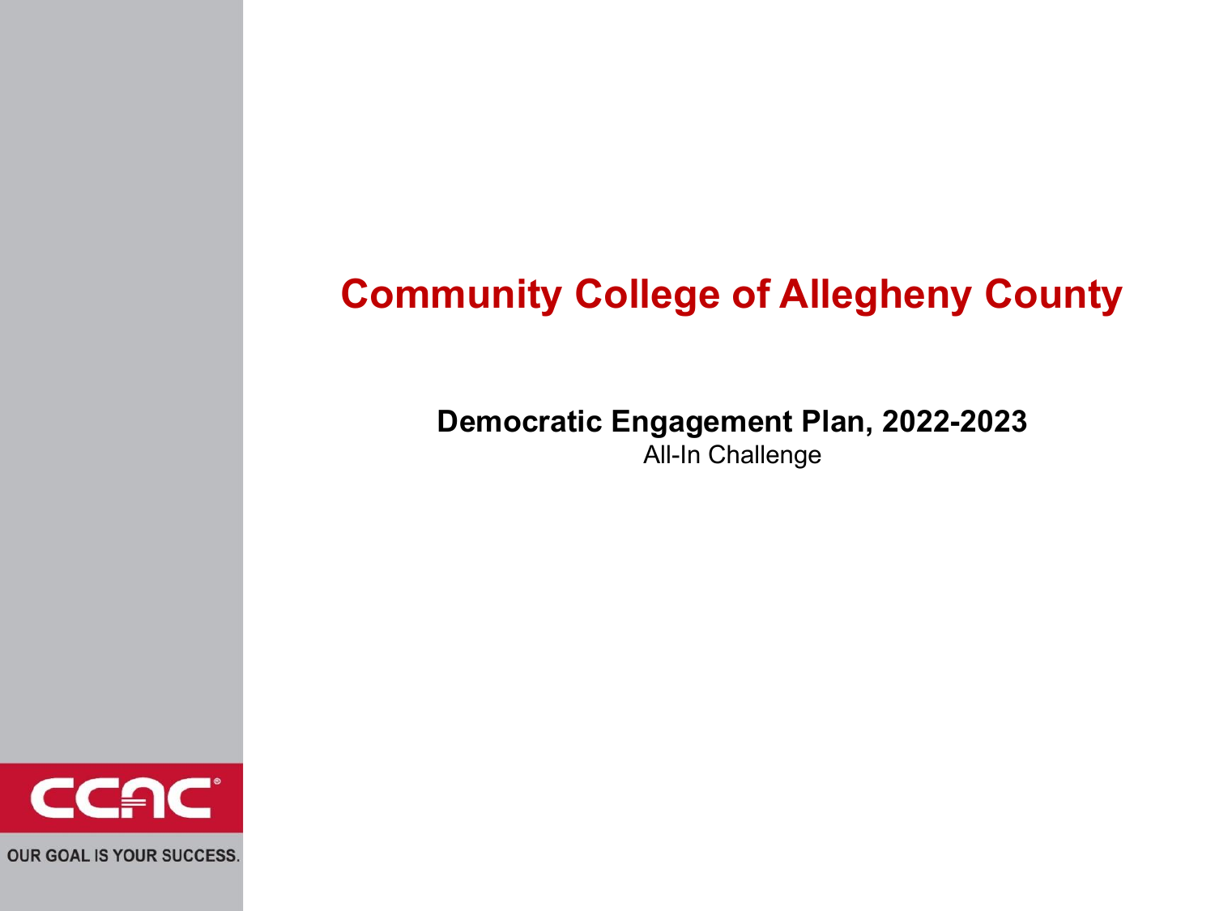# Community College of Allegheny County

## Democratic Engagement Plan, 2022-2023

All-In Challenge

CCAC

OUR GOAL IS YOUR SUCCESS.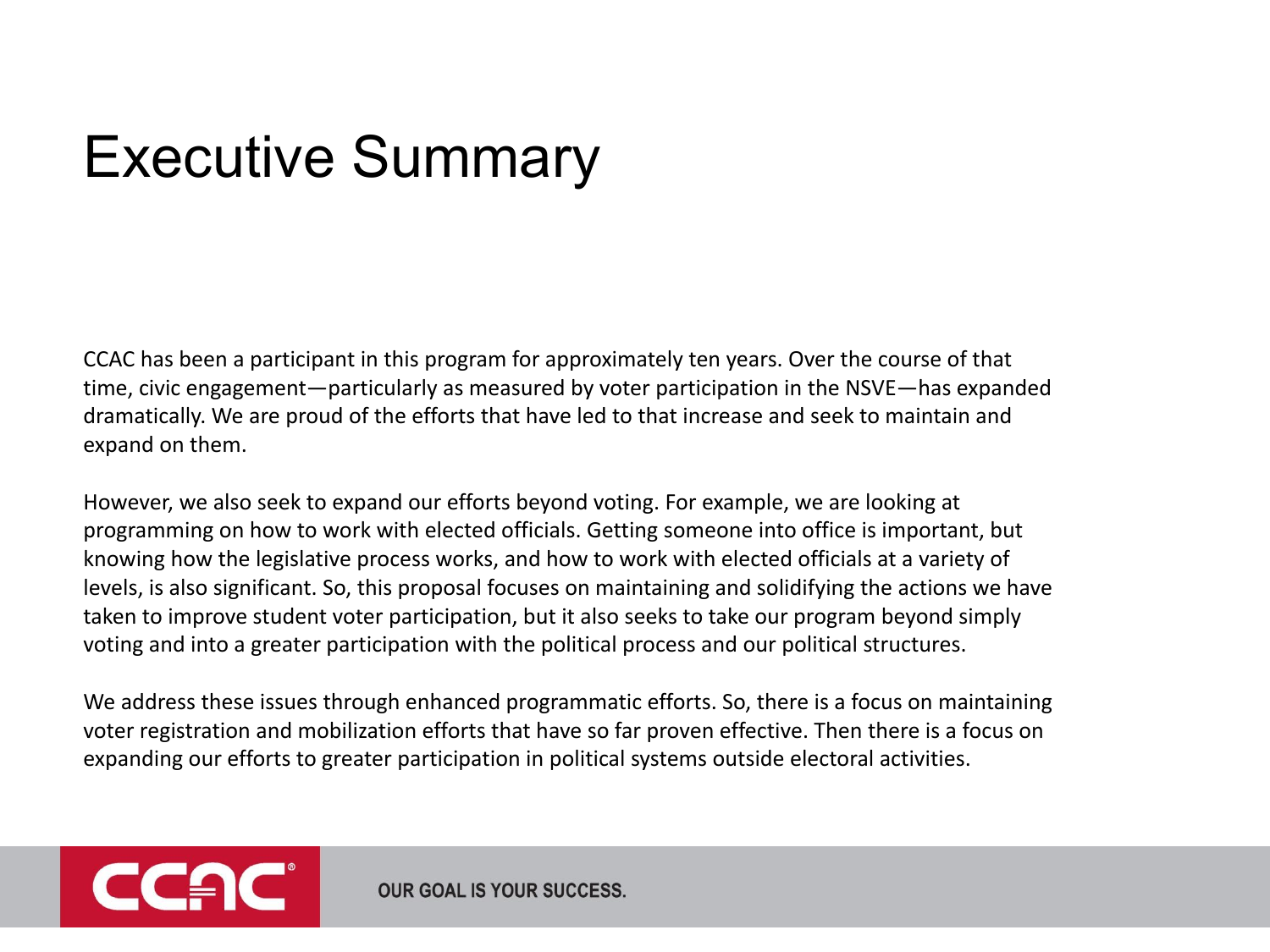# Executive Summary

CCAC has been a participant in this program for approximately ten years. Over the course of that time, civic engagement—particularly as measured by voter participation in the NSVE—has expanded dramatically. We are proud of the efforts that have led to that increase and seek to maintain and expand on them.

However, we also seek to expand our efforts beyond voting. For example, we are looking at programming on how to work with elected officials. Getting someone into office is important, but knowing how the legislative process works, and how to work with elected officials at a variety of levels, is also significant. So, this proposal focuses on maintaining and solidifying the actions we have taken to improve student voter participation, but it also seeks to take our program beyond simply voting and into a greater participation with the political process and our political structures.

We address these issues through enhanced programmatic efforts. So, there is a focus on maintaining voter registration and mobilization efforts that have so far proven effective. Then there is a focus on expanding our efforts to greater participation in political systems outside electoral activities.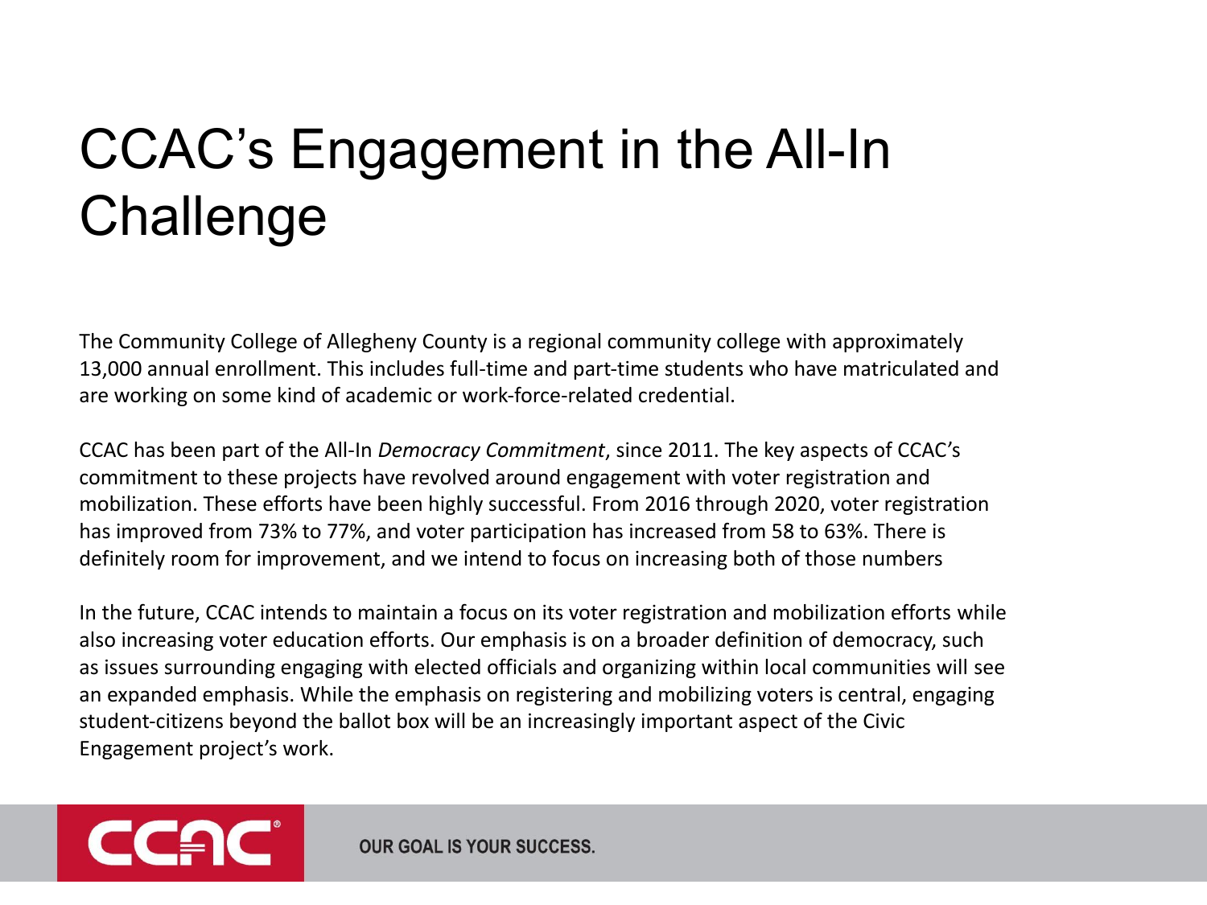# CCAC's Engagement in the All-In Challenge

The Community College of Allegheny County is a regional community college with approximately 13,000 annual enrollment. This includes full-time and part-time students who have matriculated and are working on some kind of academic or work-force-related credential.

CCAC has been part of the All-In *Democracy Commitment*, since 2011. The key aspects of CCAC's commitment to these projects have revolved around engagement with voter registration and mobilization. These efforts have been highly successful. From 2016 through 2020, voter registration has improved from 73% to 77%, and voter participation has increased from 58 to 63%. There is definitely room for improvement, and we intend to focus on increasing both of those numbers

In the future, CCAC intends to maintain a focus on its voter registration and mobilization efforts while also increasing voter education efforts. Our emphasis is on a broader definition of democracy, such as issues surrounding engaging with elected officials and organizing within local communities will see an expanded emphasis. While the emphasis on registering and mobilizing voters is central, engaging student-citizens beyond the ballot box will be an increasingly important aspect of the Civic Engagement project's work.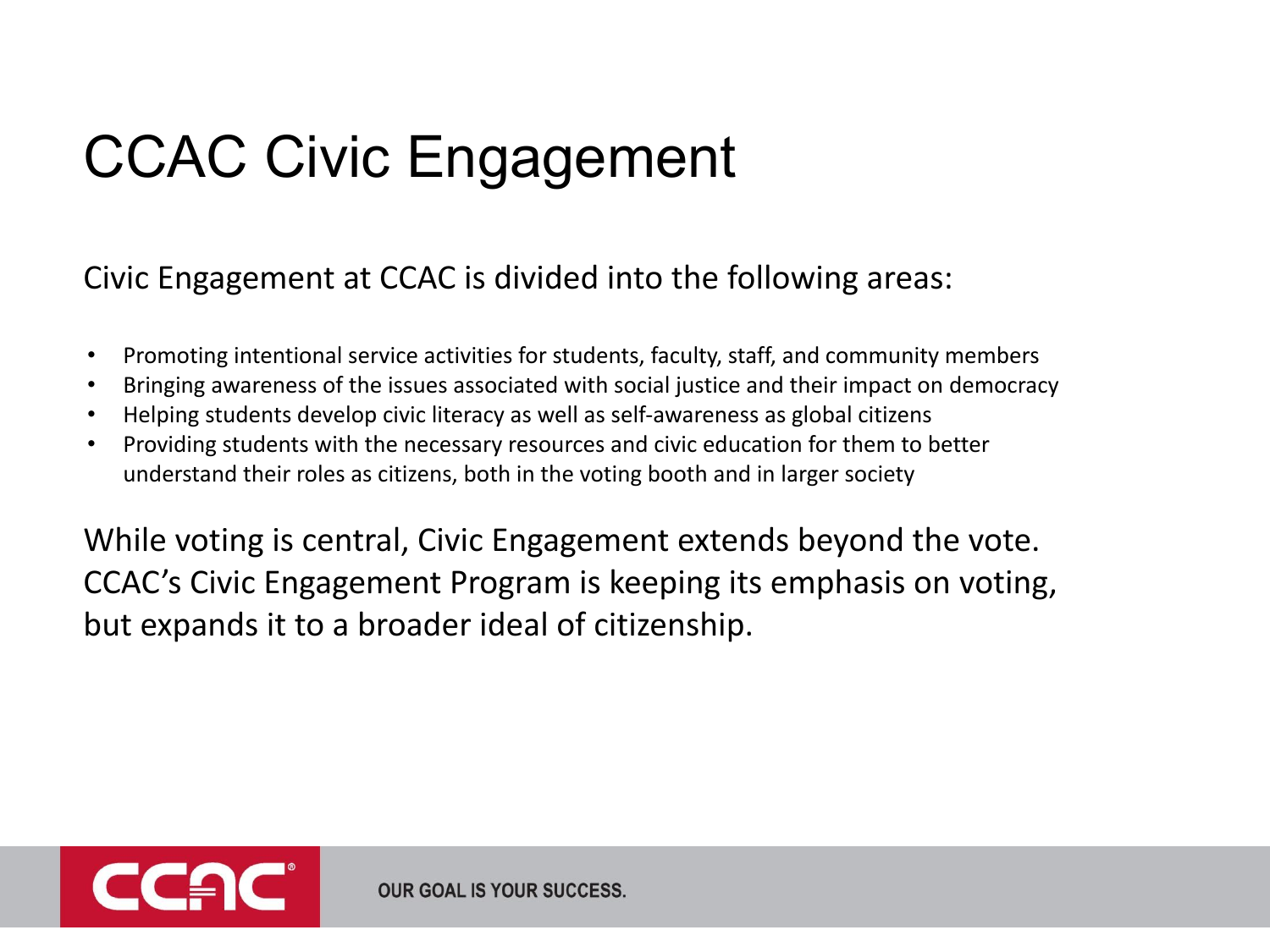# CCAC Civic Engagement

Civic Engagement at CCAC is divided into the following areas:

- Promoting intentional service activities for students, faculty, staff, and community members
- Bringing awareness of the issues associated with social justice and their impact on democracy
- Helping students develop civic literacy as well as self-awareness as global citizens
- Providing students with the necessary resources and civic education for them to better understand their roles as citizens, both in the voting booth and in larger society

While voting is central, Civic Engagement extends beyond the vote. CCAC's Civic Engagement Program is keeping its emphasis on voting, but expands it to a broader ideal of citizenship.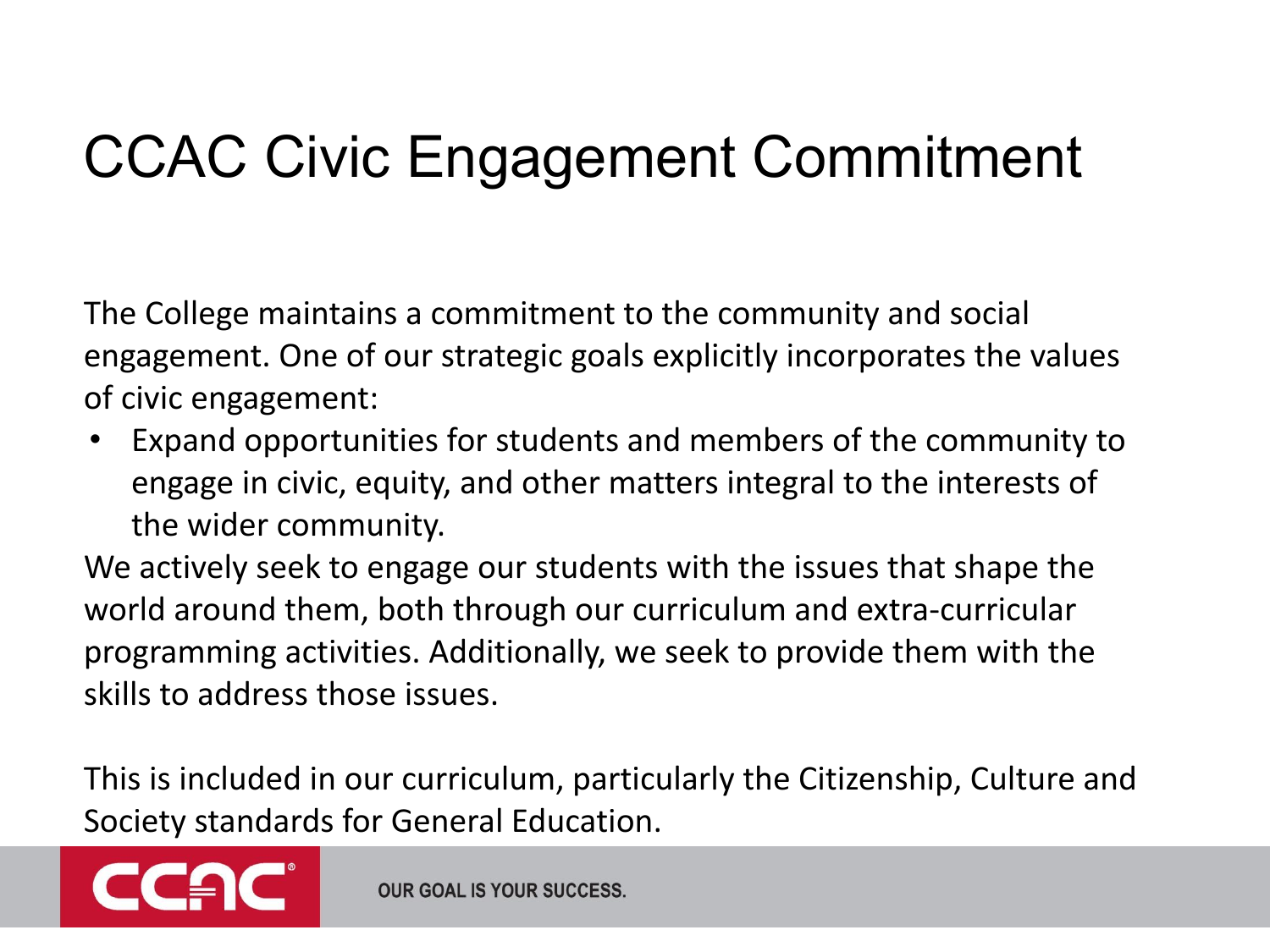# CCAC Civic Engagement Commitment

The College maintains a commitment to the community and social engagement. One of our strategic goals explicitly incorporates the values of civic engagement:

- Expand opportunities for students and members of the community to engage in civic, equity, and other matters integral to the interests of the wider community.

We actively seek to engage our students with the issues that shape the world around them, both through our curriculum and extra-curricular programming activities. Additionally, we seek to provide them with the skills to address those issues.

This is included in our curriculum, particularly the Citizenship, Culture and Society standards for General Education.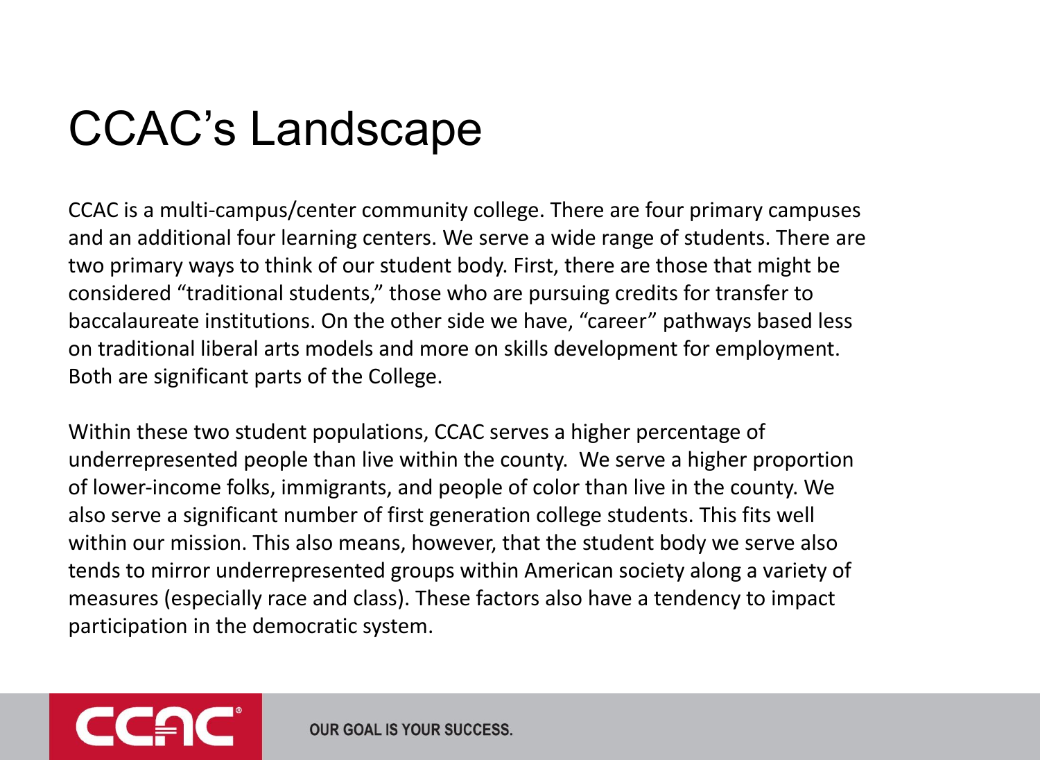# CCAC's Landscape

CCAC is a multi-campus/center community college. There are four primary campuses and an additional four learning centers. We serve a wide range of students. There are two primary ways to think of our student body. First, there are those that might be considered "traditional students," those who are pursuing credits for transfer to baccalaureate institutions. On the other side we have, "career" pathways based less on traditional liberal arts models and more on skills development for employment. Both are significant parts of the College.

Within these two student populations, CCAC serves a higher percentage of underrepresented people than live within the county. We serve a higher proportion of lower-income folks, immigrants, and people of color than live in the county. We also serve a significant number of first generation college students. This fits well within our mission. This also means, however, that the student body we serve also tends to mirror underrepresented groups within American society along a variety of measures (especially race and class). These factors also have a tendency to impact participation in the democratic system.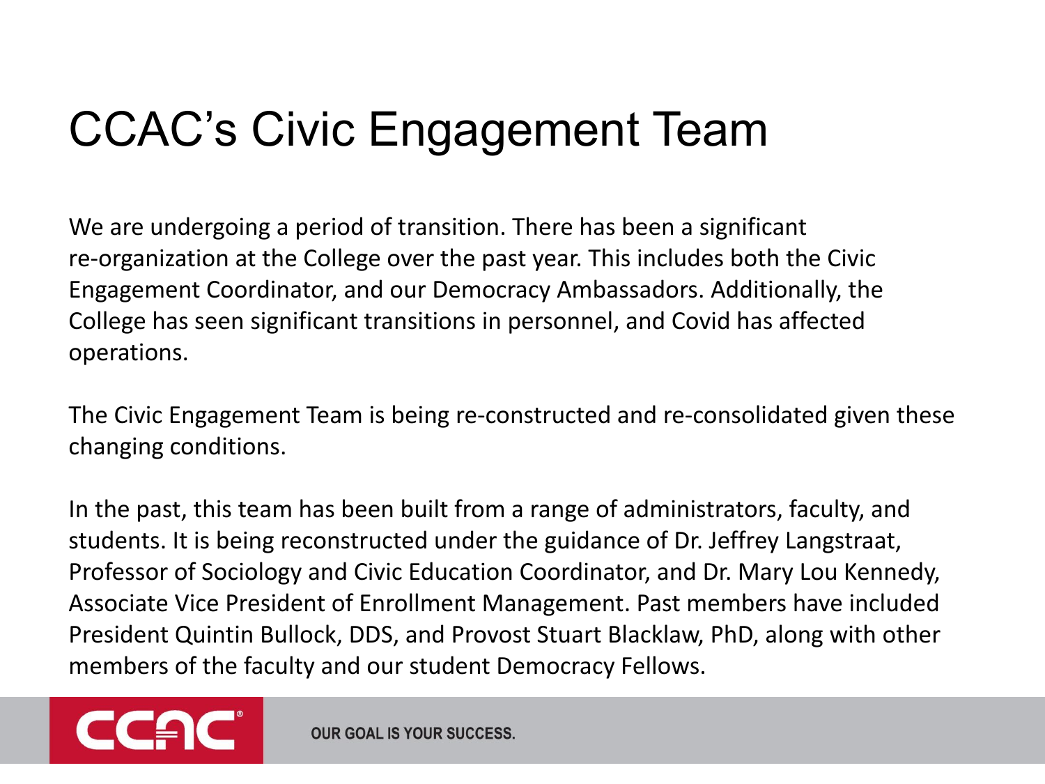# CCAC's Civic Engagement Team

We are undergoing a period of transition. There has been a significant re-organization at the College over the past year. This includes both the Civic Engagement Coordinator, and our Democracy Ambassadors. Additionally, the College has seen significant transitions in personnel, and Covid has affected operations.

The Civic Engagement Team is being re-constructed and re-consolidated given these changing conditions.

In the past, this team has been built from a range of administrators, faculty, and students. It is being reconstructed under the guidance of Dr. Jeffrey Langstraat, Professor of Sociology and Civic Education Coordinator, and Dr. Mary Lou Kennedy, Associate Vice President of Enrollment Management. Past members have included President Quintin Bullock, DDS, and Provost Stuart Blacklaw, PhD, along with other members of the faculty and our student Democracy Fellows.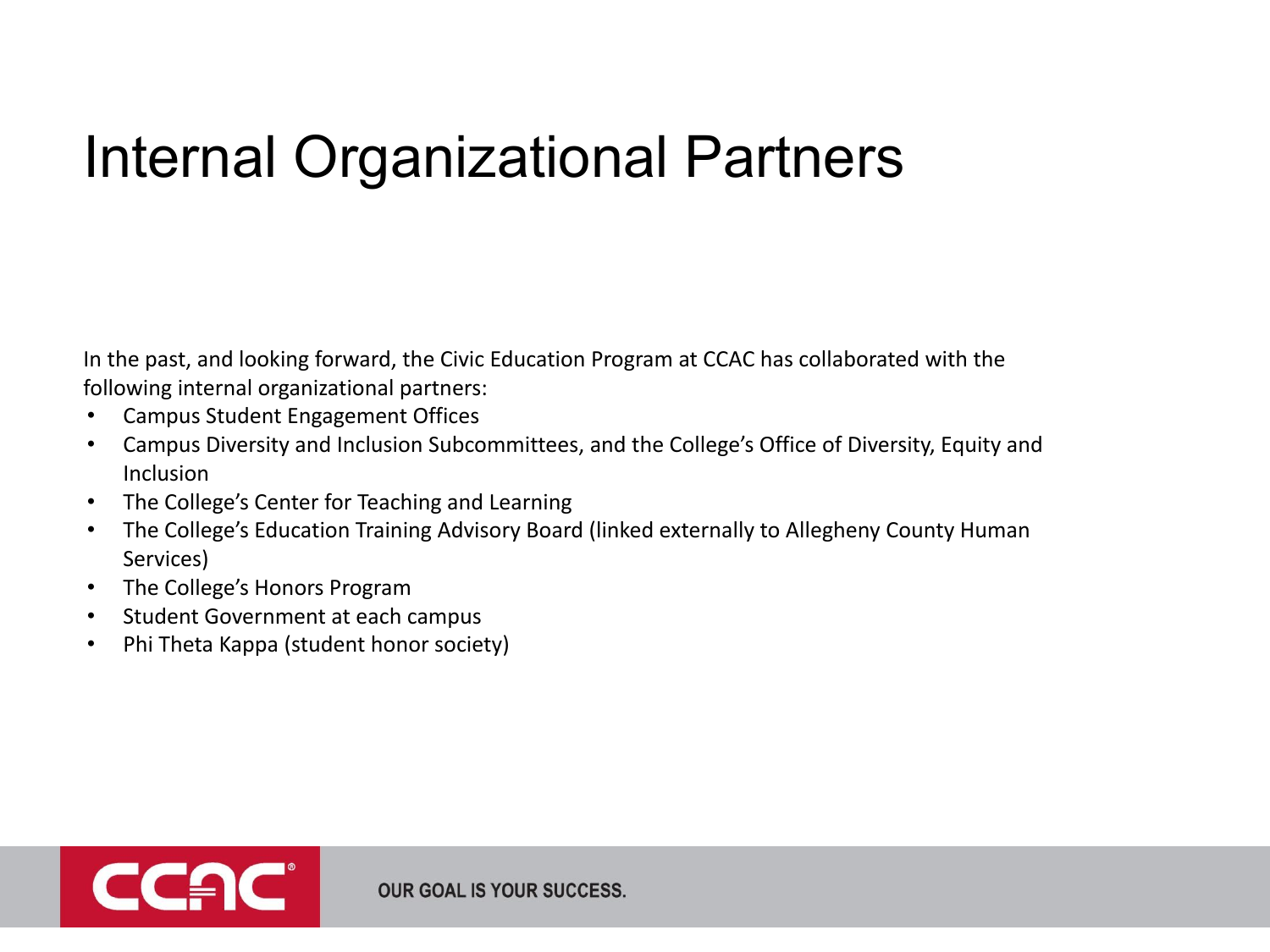# Internal Organizational Partners

In the past, and looking forward, the Civic Education Program at CCAC has collaborated with the following internal organizational partners:

- Campus Student Engagement Offices
- Campus Diversity and Inclusion Subcommittees, and the College's Office of Diversity, Equity and Inclusion
- The College's Center for Teaching and Learning
- The College's Education Training Advisory Board (linked externally to Allegheny County Human Services)
- The College's Honors Program
- Student Government at each campus
- Phi Theta Kappa (student honor society)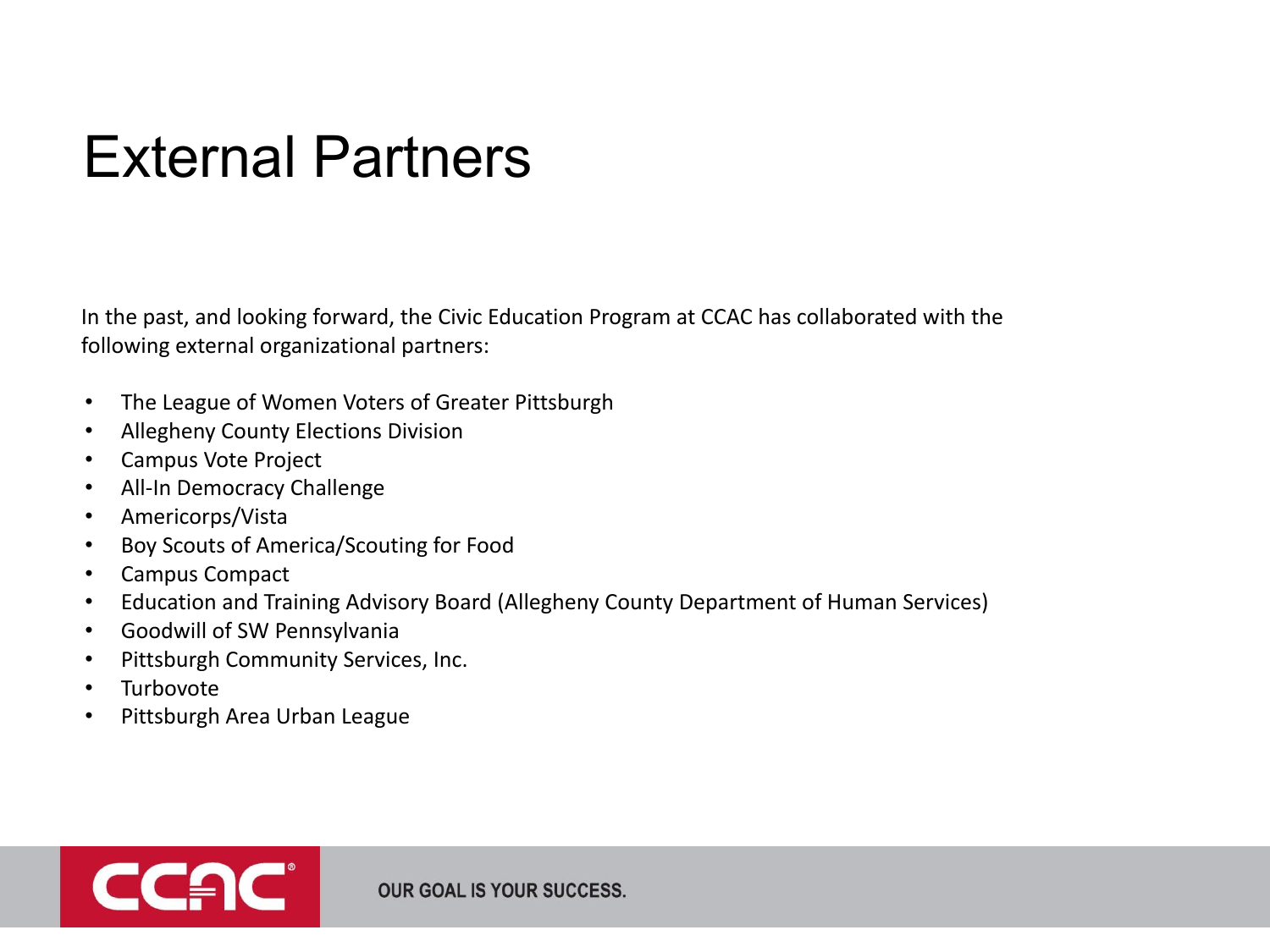# External Partners

In the past, and looking forward, the Civic Education Program at CCAC has collaborated with the following external organizational partners:

- The League of Women Voters of Greater Pittsburgh
- Allegheny County Elections Division
- Campus Vote Project
- All-In Democracy Challenge
- Americorps/Vista
- Boy Scouts of America/Scouting for Food
- Campus Compact
- Education and Training Advisory Board (Allegheny County Department of Human Services)
- Goodwill of SW Pennsylvania
- Pittsburgh Community Services, Inc.
- Turbovote
- Pittsburgh Area Urban League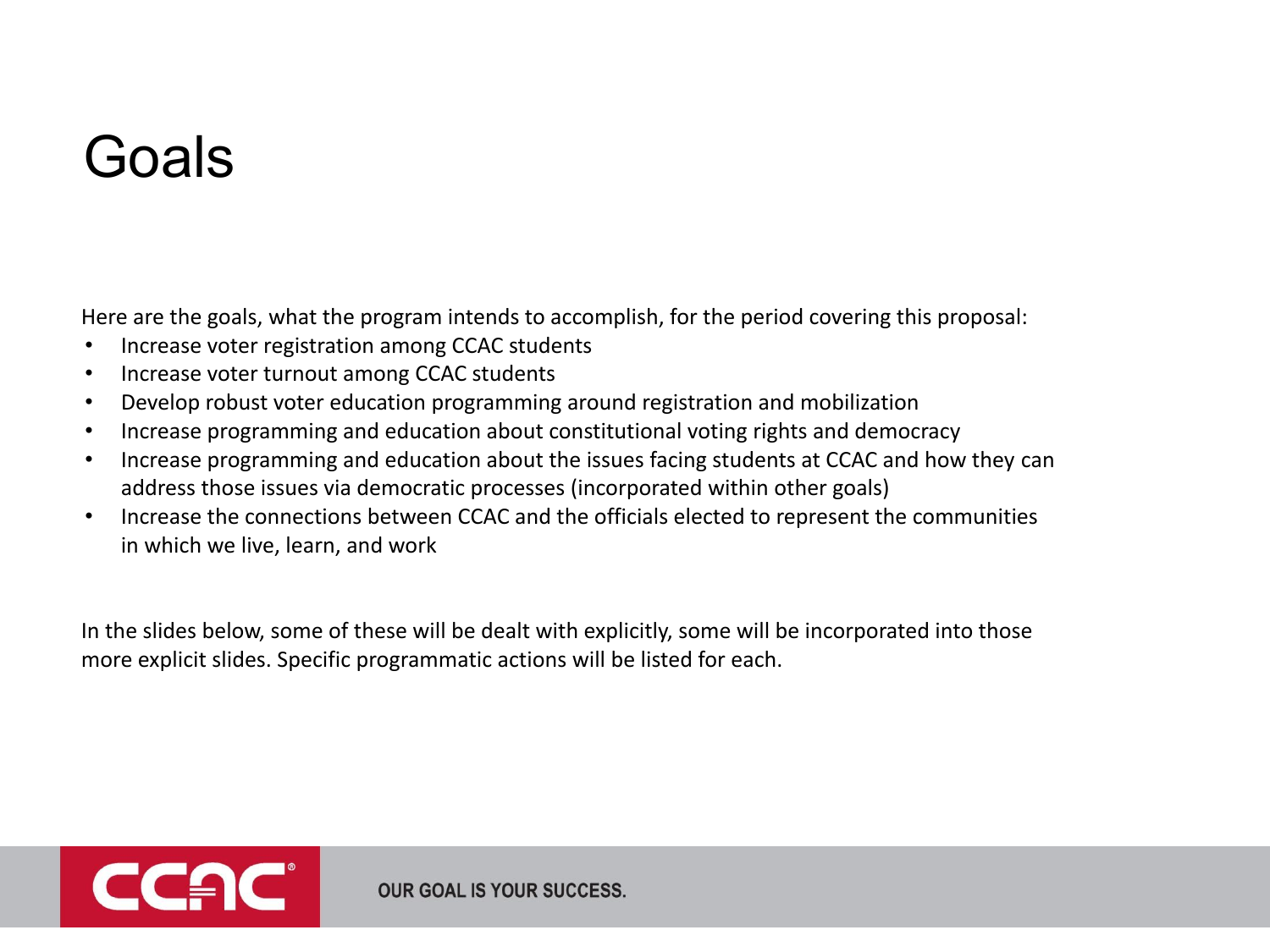# Goals

Here are the goals, what the program intends to accomplish, for the period covering this proposal:

- Increase voter registration among CCAC students
- Increase voter turnout among CCAC students
- Develop robust voter education programming around registration and mobilization
- Increase programming and education about constitutional voting rights and democracy
- Increase programming and education about the issues facing students at CCAC and how they can address those issues via democratic processes (incorporated within other goals)
- Increase the connections between CCAC and the officials elected to represent the communities in which we live, learn, and work

In the slides below, some of these will be dealt with explicitly, some will be incorporated into those more explicit slides. Specific programmatic actions will be listed for each.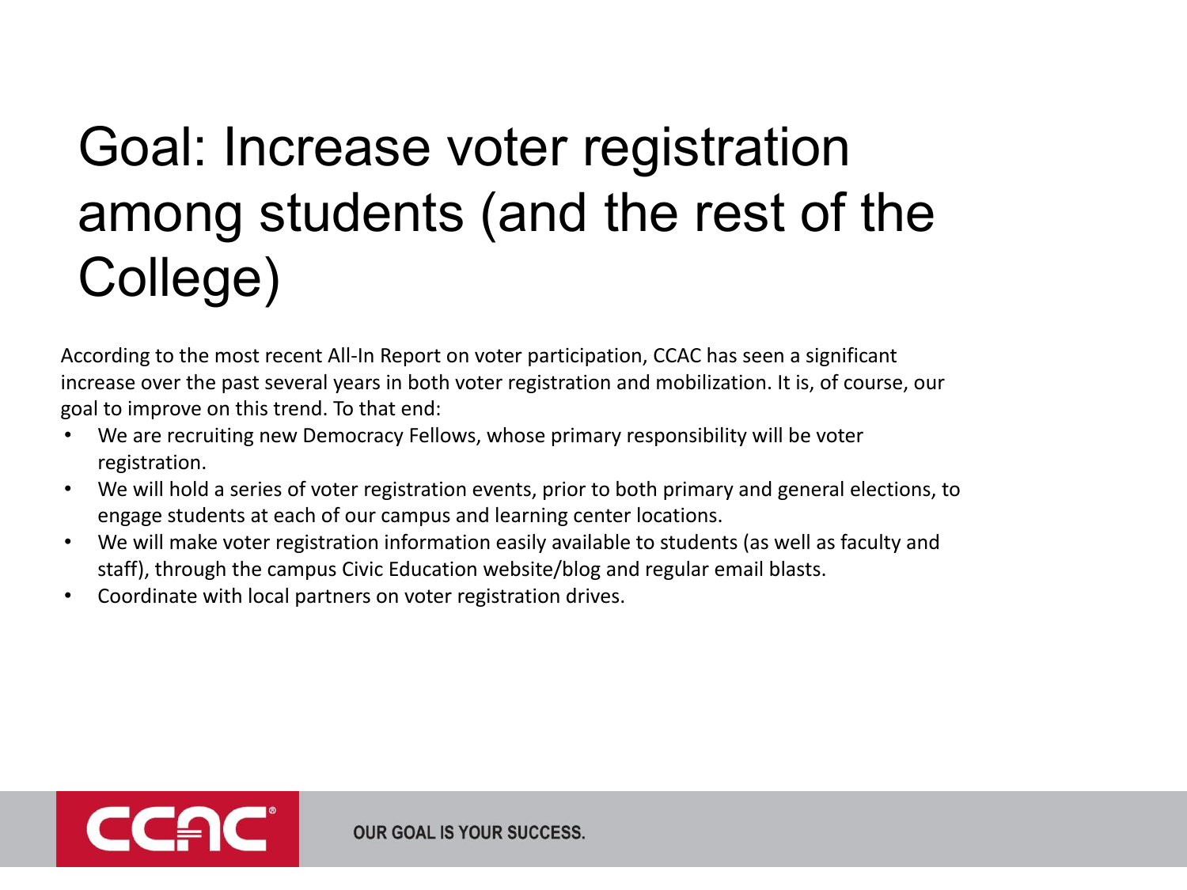# Goal: Increase voter registration among students (and the rest of the College)

According to the most recent All-In Report on voter participation, CCAC has seen a significant increase over the past several years in both voter registration and mobilization. It is, of course, our goal to improve on this trend. To that end:

- We are recruiting new Democracy Fellows, whose primary responsibility will be voter registration.
- We will hold a series of voter registration events, prior to both primary and general elections, to engage students at each of our campus and learning center locations.
- We will make voter registration information easily available to students (as well as faculty and staff), through the campus Civic Education website/blog and regular email blasts.
- Coordinate with local partners on voter registration drives.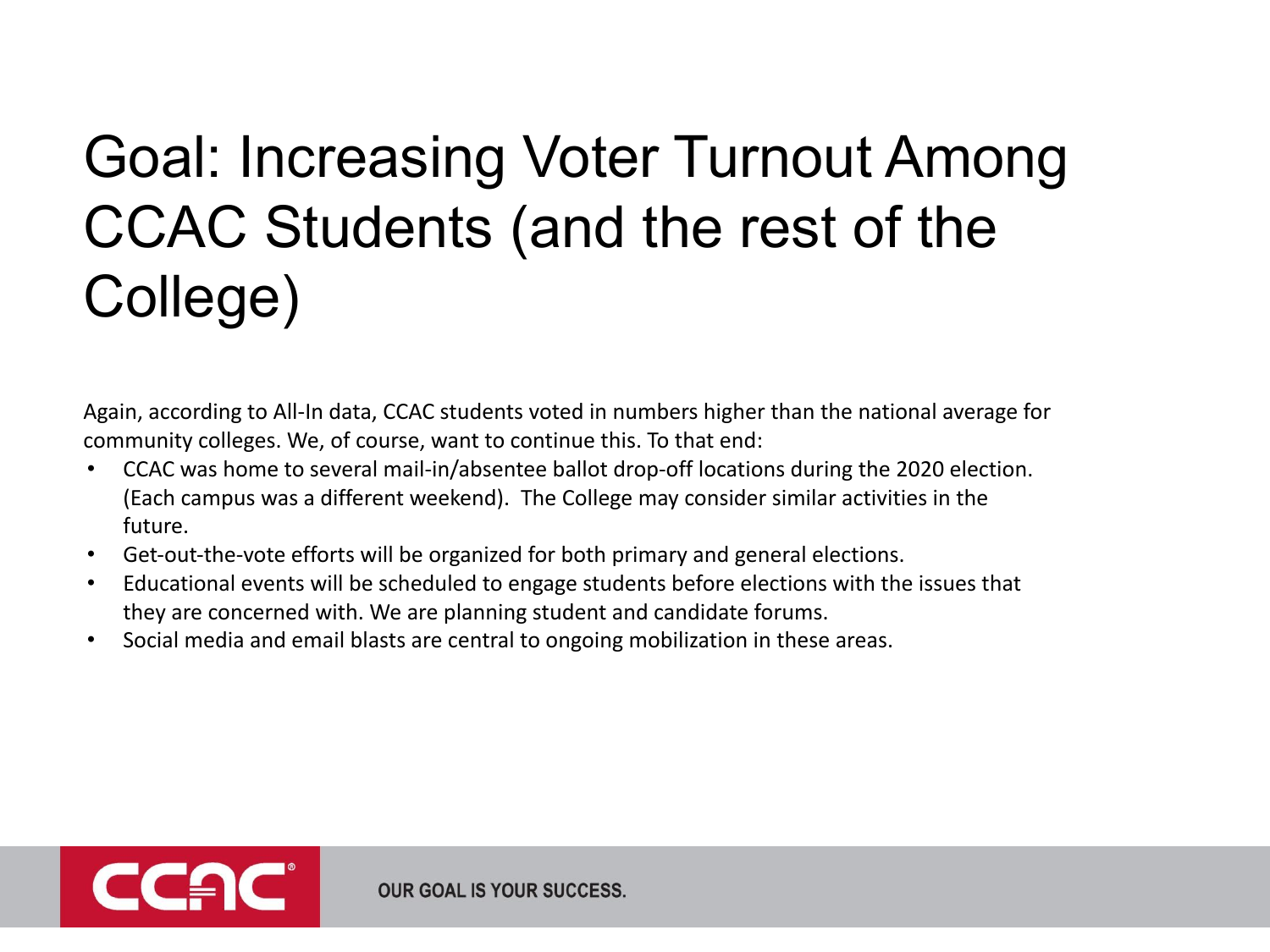# Goal: Increasing Voter Turnout Among CCAC Students (and the rest of the College)

Again, according to All-In data, CCAC students voted in numbers higher than the national average for community colleges. We, of course, want to continue this. To that end:

- CCAC was home to several mail-in/absentee ballot drop-off locations during the 2020 election. (Each campus was a different weekend). The College may consider similar activities in the future.
- Get-out-the-vote efforts will be organized for both primary and general elections.
- Educational events will be scheduled to engage students before elections with the issues that they are concerned with. We are planning student and candidate forums.
- Social media and email blasts are central to ongoing mobilization in these areas.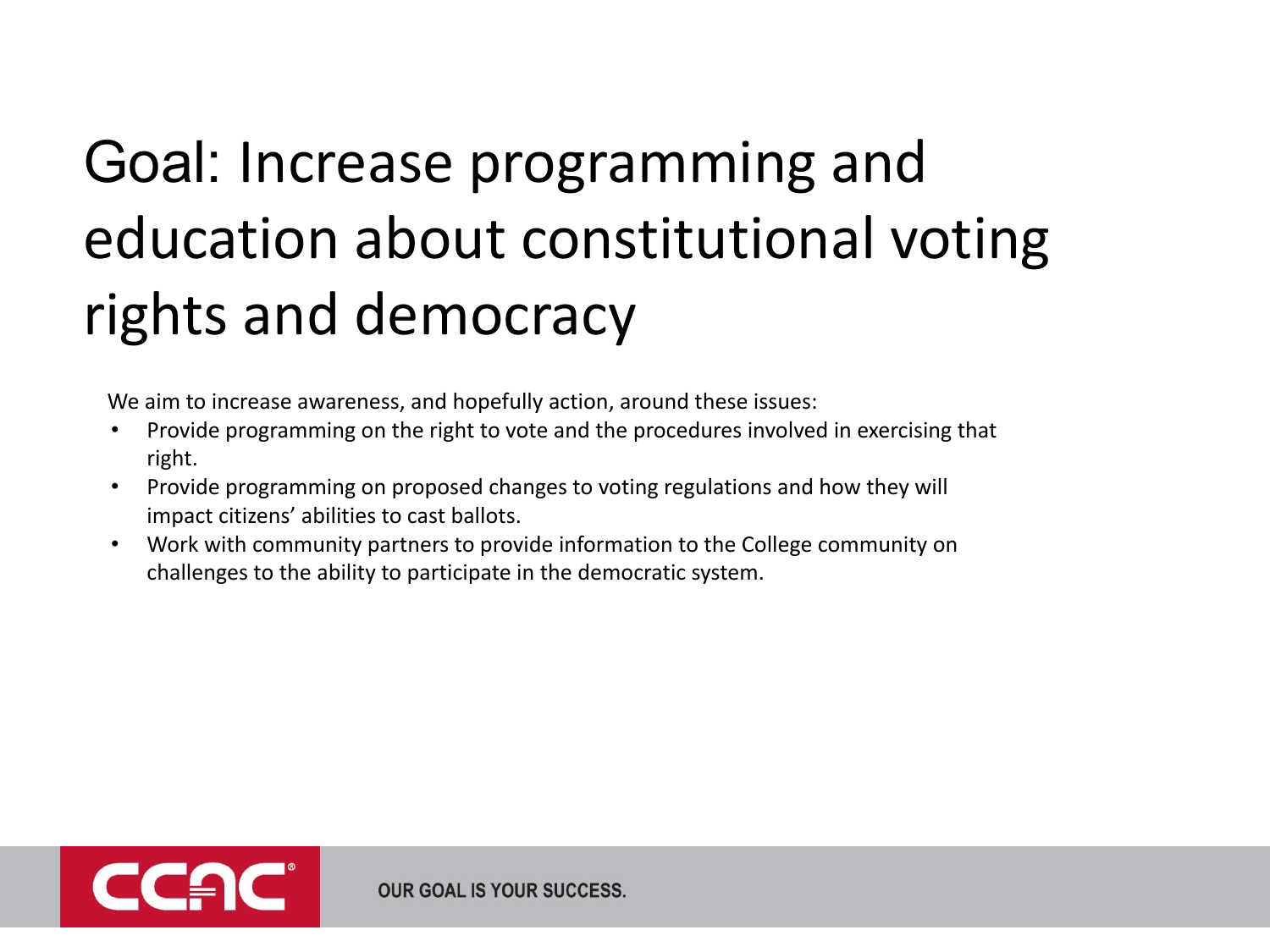# Goal: Increase programming and education about constitutional voting rights and democracy

We aim to increase awareness, and hopefully action, around these issues:

- Provide programming on the right to vote and the procedures involved in exercising that right.
- Provide programming on proposed changes to voting regulations and how they will impact citizens' abilities to cast ballots.
- Work with community partners to provide information to the College community on challenges to the ability to participate in the democratic system.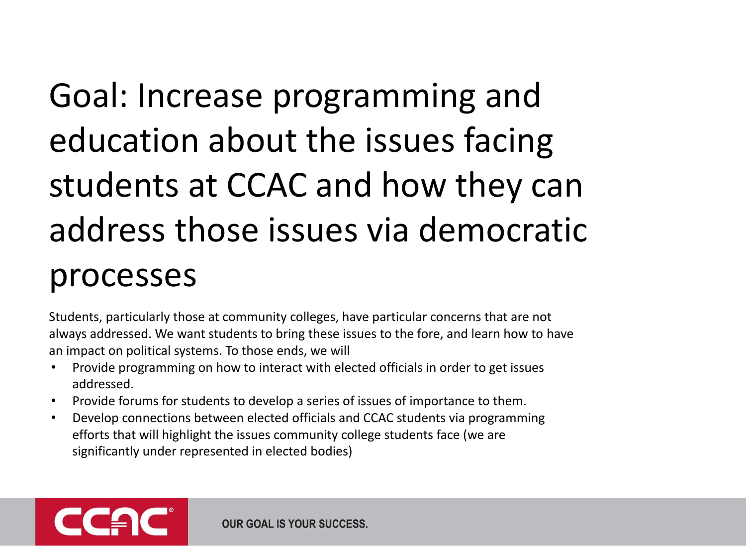# Goal: Increase programming and education about the issues facing students at CCAC and how they can address those issues via democratic processes

Students, particularly those at community colleges, have particular concerns that are not always addressed. We want students to bring these issues to the fore, and learn how to have an impact on political systems. To those ends, we will

- Provide programming on how to interact with elected officials in order to get issues addressed.
- Provide forums for students to develop a series of issues of importance to them.
- Develop connections between elected officials and CCAC students via programming efforts that will highlight the issues community college students face (we are significantly under represented in elected bodies)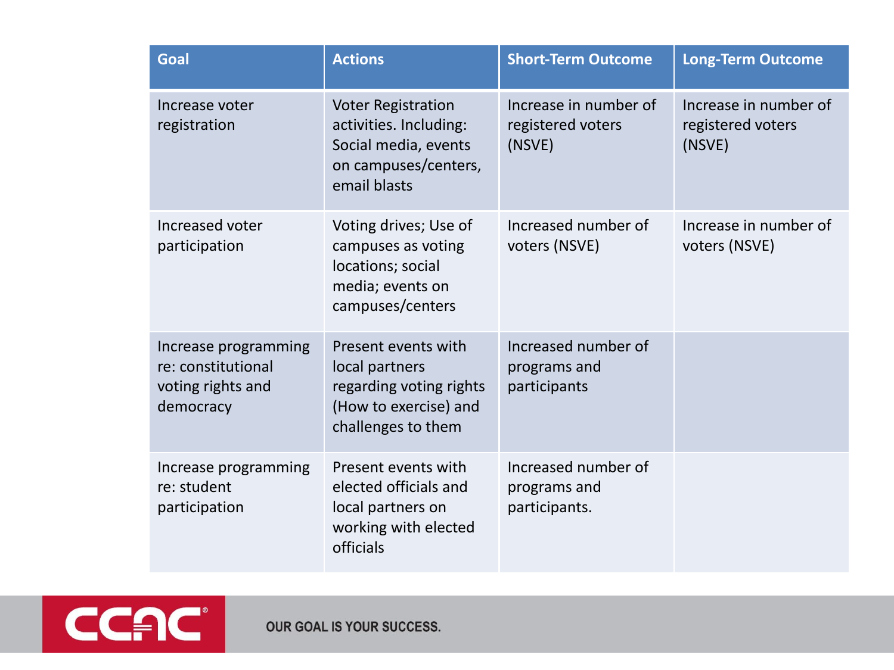| Goal | Actions | Short-Term Outcome | Long-Term Outcome |
| --- | --- | --- | --- |
| Increase voter registration | Voter Registration activities. Including: Social media, events on campuses/centers, email blasts | Increase in number of registered voters (NSVE) | Increase in number of registered voters (NSVE) |
| Increased voter participation | Voting drives; Use of campuses as voting locations; social media; events on campuses/centers | Increased number of voters (NSVE) | Increase in number of voters (NSVE) |
| Increase programming re: constitutional voting rights and democracy | Present events with local partners regarding voting rights (How to exercise) and challenges to them | Increased number of programs and participants | |
| Increase programming re: student participation | Present events with elected officials and local partners on working with elected officials | Increased number of programs and participants. | |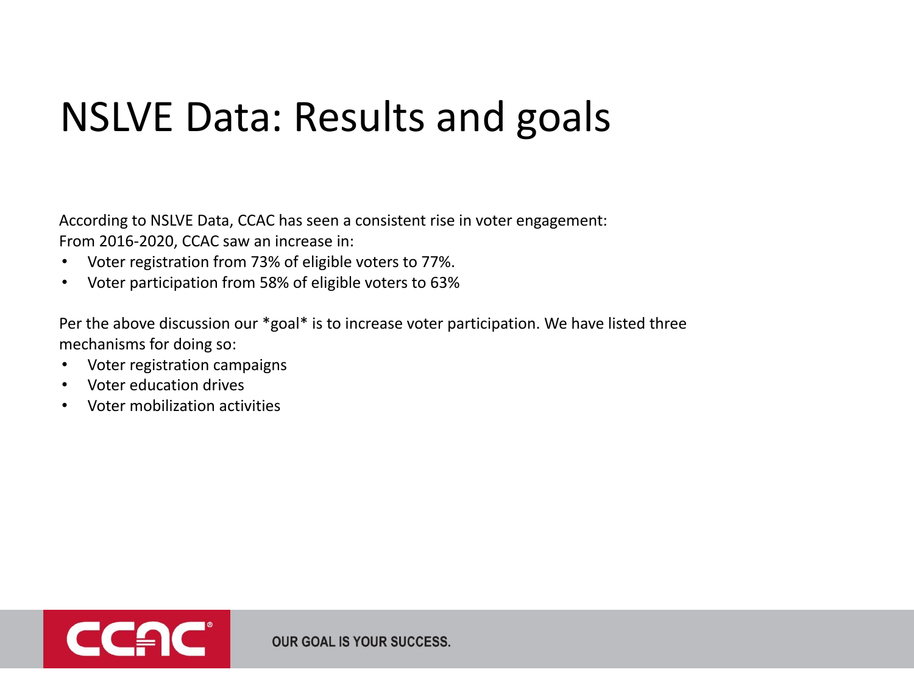# NSLVE Data: Results and goals

According to NSLVE Data, CCAC has seen a consistent rise in voter engagement:
From 2016-2020, CCAC saw an increase in:

- Voter registration from 73% of eligible voters to 77%.
- Voter participation from 58% of eligible voters to 63%

Per the above discussion our *goal* is to increase voter participation. We have listed three mechanisms for doing so:

- Voter registration campaigns
- Voter education drives
- Voter mobilization activities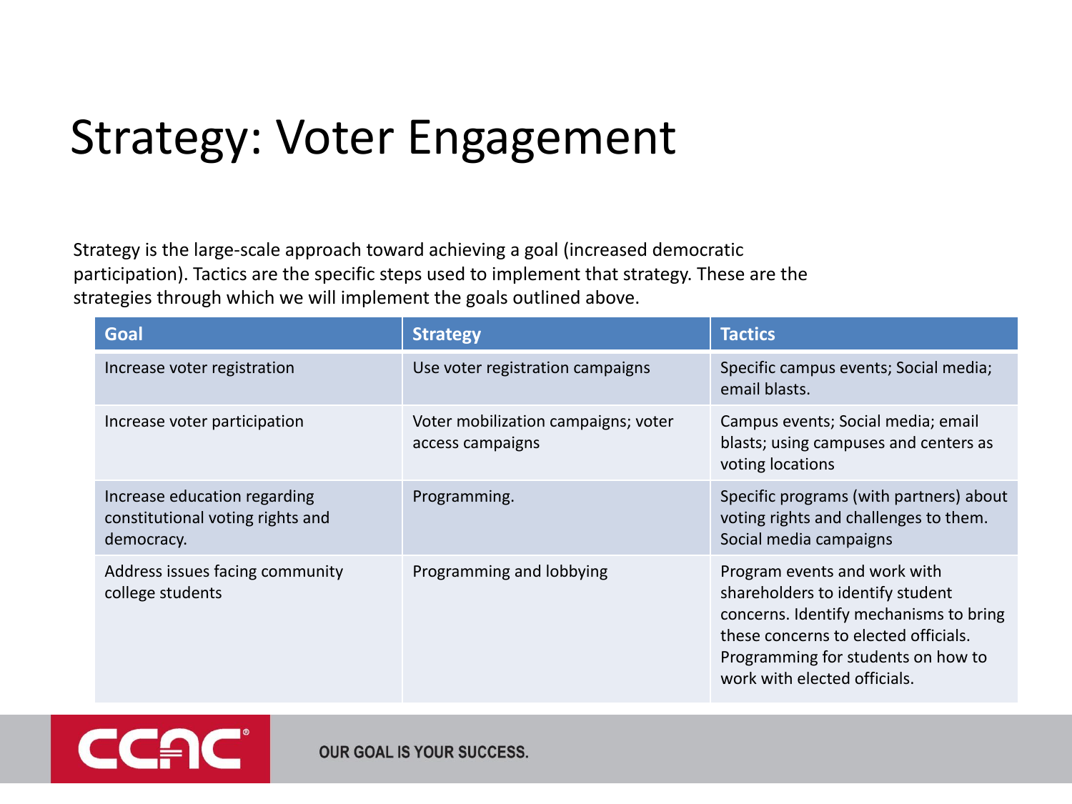# Strategy: Voter Engagement

Strategy is the large-scale approach toward achieving a goal (increased democratic participation). Tactics are the specific steps used to implement that strategy. These are the strategies through which we will implement the goals outlined above.

| Goal | Strategy | Tactics |
| --- | --- | --- |
| Increase voter registration | Use voter registration campaigns | Specific campus events; Social media; email blasts. |
| Increase voter participation | Voter mobilization campaigns; voter access campaigns | Campus events; Social media; email blasts; using campuses and centers as voting locations |
| Increase education regarding constitutional voting rights and democracy. | Programming. | Specific programs (with partners) about voting rights and challenges to them. Social media campaigns |
| Address issues facing community college students | Programming and lobbying | Program events and work with shareholders to identify student concerns. Identify mechanisms to bring these concerns to elected officials. Programming for students on how to work with elected officials. |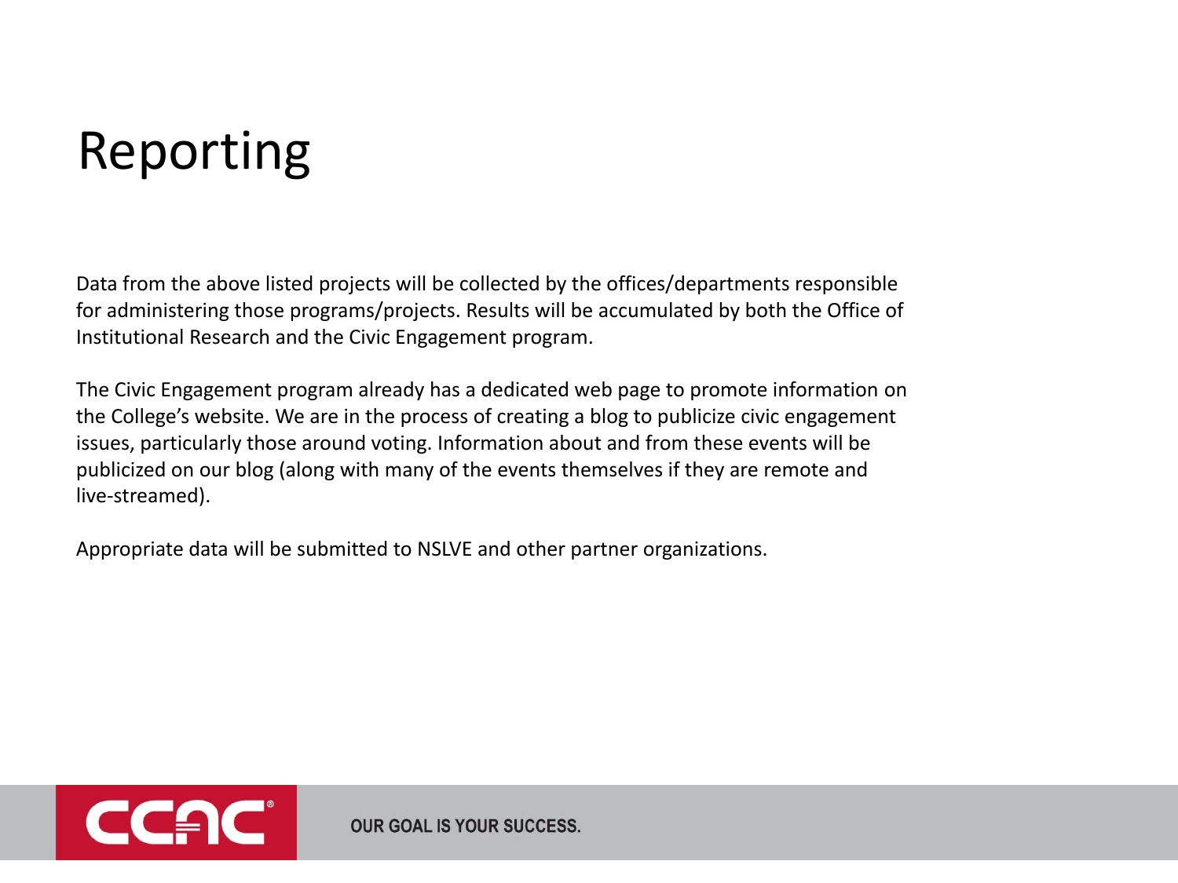# Reporting

Data from the above listed projects will be collected by the offices/departments responsible for administering those programs/projects. Results will be accumulated by both the Office of Institutional Research and the Civic Engagement program.

The Civic Engagement program already has a dedicated web page to promote information on the College's website. We are in the process of creating a blog to publicize civic engagement issues, particularly those around voting. Information about and from these events will be publicized on our blog (along with many of the events themselves if they are remote and live-streamed).

Appropriate data will be submitted to NSLVE and other partner organizations.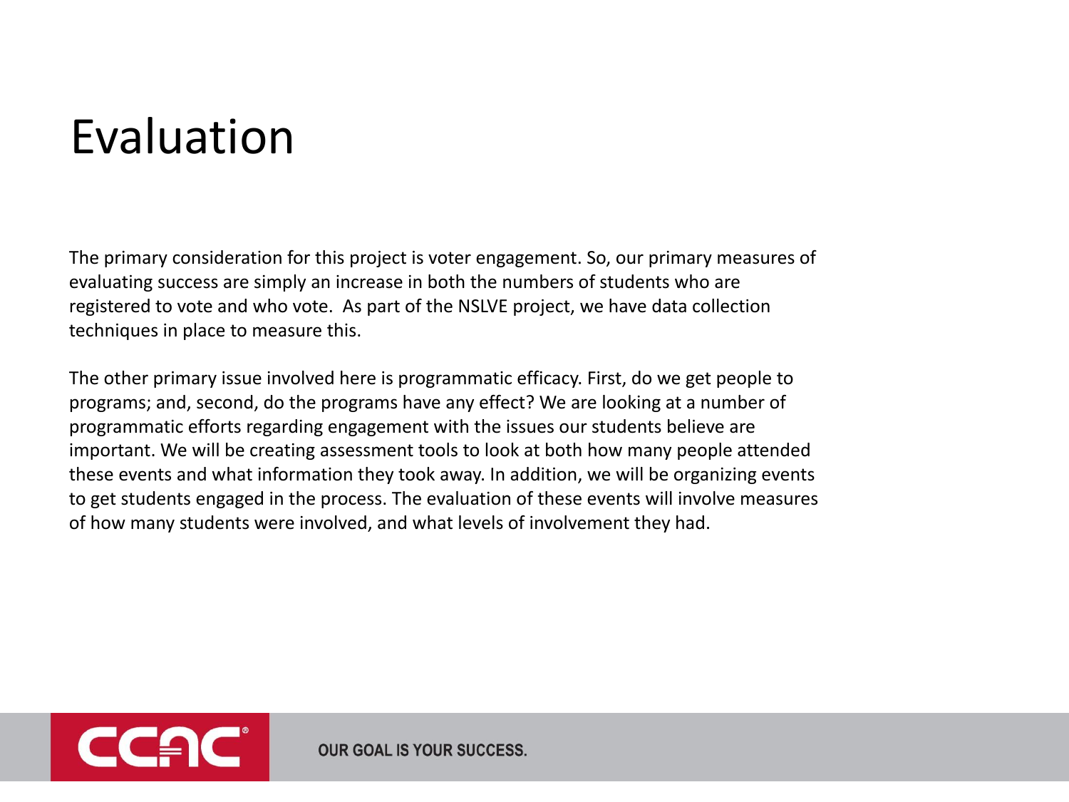# Evaluation

The primary consideration for this project is voter engagement. So, our primary measures of evaluating success are simply an increase in both the numbers of students who are registered to vote and who vote. As part of the NSLVE project, we have data collection techniques in place to measure this.

The other primary issue involved here is programmatic efficacy. First, do we get people to programs; and, second, do the programs have any effect? We are looking at a number of programmatic efforts regarding engagement with the issues our students believe are important. We will be creating assessment tools to look at both how many people attended these events and what information they took away. In addition, we will be organizing events to get students engaged in the process. The evaluation of these events will involve measures of how many students were involved, and what levels of involvement they had.